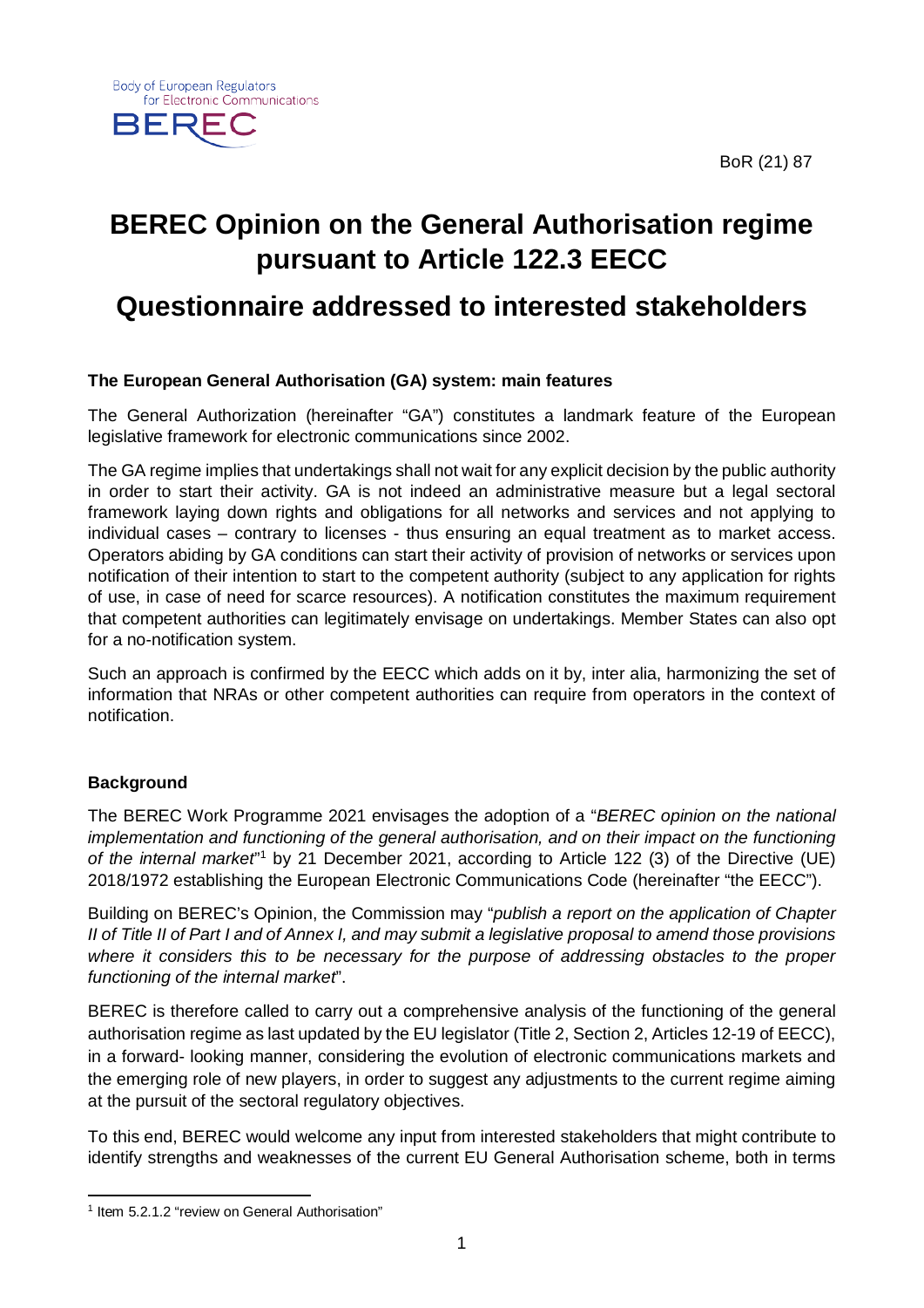Body of European Regulators for Electronic Communications

BEREC

BoR (21) 87

# BEREC Opinion on the General Authorisation regime pursuant to Article 122.3 EECC

# Questionnaire addressed to interested stakeholders

**The European General Authorisation (GA) system: main features**

The General Authorization (hereinafter "GA") constitutes a landmark feature of the European legislative framework for electronic communications since 2002.

The GA regime implies that undertakings shall not wait for any explicit decision by the public authority in order to start their activity. GA is not indeed an administrative measure but a legal sectoral framework laying down rights and obligations for all networks and services and not applying to individual cases – contrary to licenses - thus ensuring an equal treatment as to market access. Operators abiding by GA conditions can start their activity of provision of networks or services upon notification of their intention to start to the competent authority (subject to any application for rights of use, in case of need for scarce resources). A notification constitutes the maximum requirement that competent authorities can legitimately envisage on undertakings. Member States can also opt for a no-notification system.

Such an approach is confirmed by the EECC which adds on it by, inter alia, harmonizing the set of information that NRAs or other competent authorities can require from operators in the context of notification.

**Background**

The BEREC Work Programme 2021 envisages the adoption of a "*BEREC opinion on the national implementation and functioning of the general authorisation, and on their impact on the functioning of the internal market*"[1] by 21 December 2021, according to Article 122 (3) of the Directive (UE) 2018/1972 establishing the European Electronic Communications Code (hereinafter "the EECC").

Building on BEREC's Opinion, the Commission may "*publish a report on the application of Chapter II of Title II of Part I and of Annex I, and may submit a legislative proposal to amend those provisions where it considers this to be necessary for the purpose of addressing obstacles to the proper functioning of the internal market*".

BEREC is therefore called to carry out a comprehensive analysis of the functioning of the general authorisation regime as last updated by the EU legislator (Title 2, Section 2, Articles 12-19 of EECC), in a forward- looking manner, considering the evolution of electronic communications markets and the emerging role of new players, in order to suggest any adjustments to the current regime aiming at the pursuit of the sectoral regulatory objectives.

To this end, BEREC would welcome any input from interested stakeholders that might contribute to identify strengths and weaknesses of the current EU General Authorisation scheme, both in terms

[1] Item 5.2.1.2 "review on General Authorisation"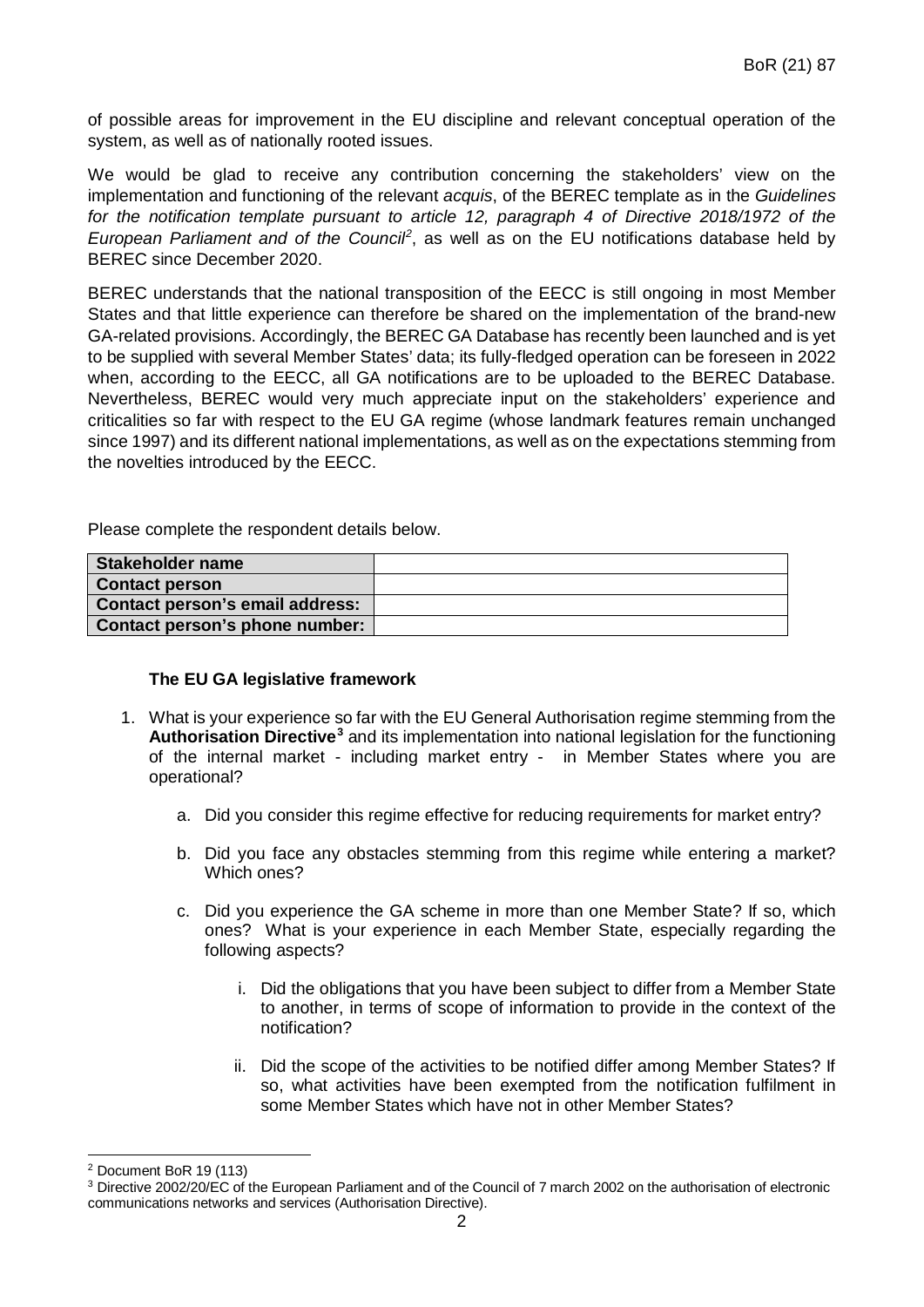of possible areas for improvement in the EU discipline and relevant conceptual operation of the system, as well as of nationally rooted issues.

We would be glad to receive any contribution concerning the stakeholders' view on the implementation and functioning of the relevant *acquis*, of the BEREC template as in the *Guidelines for the notification template pursuant to article 12, paragraph 4 of Directive 2018/1972 of the European Parliament and of the Council*[2], as well as on the EU notifications database held by BEREC since December 2020.

BEREC understands that the national transposition of the EECC is still ongoing in most Member States and that little experience can therefore be shared on the implementation of the brand-new GA-related provisions. Accordingly, the BEREC GA Database has recently been launched and is yet to be supplied with several Member States' data; its fully-fledged operation can be foreseen in 2022 when, according to the EECC, all GA notifications are to be uploaded to the BEREC Database. Nevertheless, BEREC would very much appreciate input on the stakeholders' experience and criticalities so far with respect to the EU GA regime (whose landmark features remain unchanged since 1997) and its different national implementations, as well as on the expectations stemming from the novelties introduced by the EECC.

Please complete the respondent details below.

| **Stakeholder name** | |
|---|---|
| **Contact person** | |
| **Contact person's email address:** | |
| **Contact person's phone number:** | |

### The EU GA legislative framework

1. What is your experience so far with the EU General Authorisation regime stemming from the **Authorisation Directive**[3] and its implementation into national legislation for the functioning of the internal market - including market entry - in Member States where you are operational?

   a. Did you consider this regime effective for reducing requirements for market entry?

   b. Did you face any obstacles stemming from this regime while entering a market? Which ones?

   c. Did you experience the GA scheme in more than one Member State? If so, which ones? What is your experience in each Member State, especially regarding the following aspects?

      i. Did the obligations that you have been subject to differ from a Member State to another, in terms of scope of information to provide in the context of the notification?

      ii. Did the scope of the activities to be notified differ among Member States? If so, what activities have been exempted from the notification fulfilment in some Member States which have not in other Member States?

---

[2] Document BoR 19 (113)

[3] Directive 2002/20/EC of the European Parliament and of the Council of 7 march 2002 on the authorisation of electronic communications networks and services (Authorisation Directive).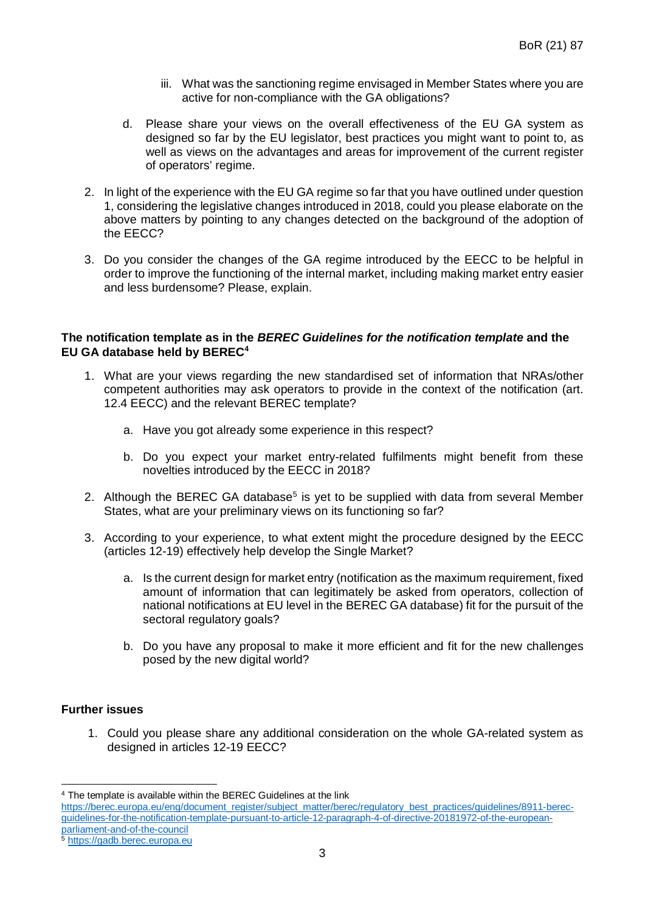iii. What was the sanctioning regime envisaged in Member States where you are active for non-compliance with the GA obligations?

d. Please share your views on the overall effectiveness of the EU GA system as designed so far by the EU legislator, best practices you might want to point to, as well as views on the advantages and areas for improvement of the current register of operators' regime.

2. In light of the experience with the EU GA regime so far that you have outlined under question 1, considering the legislative changes introduced in 2018, could you please elaborate on the above matters by pointing to any changes detected on the background of the adoption of the EECC?

3. Do you consider the changes of the GA regime introduced by the EECC to be helpful in order to improve the functioning of the internal market, including making market entry easier and less burdensome? Please, explain.

**The notification template as in the *BEREC Guidelines for the notification template* and the EU GA database held by BEREC**[4]

1. What are your views regarding the new standardised set of information that NRAs/other competent authorities may ask operators to provide in the context of the notification (art. 12.4 EECC) and the relevant BEREC template?

   a. Have you got already some experience in this respect?

   b. Do you expect your market entry-related fulfilments might benefit from these novelties introduced by the EECC in 2018?

2. Although the BEREC GA database[5] is yet to be supplied with data from several Member States, what are your preliminary views on its functioning so far?

3. According to your experience, to what extent might the procedure designed by the EECC (articles 12-19) effectively help develop the Single Market?

   a. Is the current design for market entry (notification as the maximum requirement, fixed amount of information that can legitimately be asked from operators, collection of national notifications at EU level in the BEREC GA database) fit for the pursuit of the sectoral regulatory goals?

   b. Do you have any proposal to make it more efficient and fit for the new challenges posed by the new digital world?

**Further issues**

1. Could you please share any additional consideration on the whole GA-related system as designed in articles 12-19 EECC?

---

[4] The template is available within the BEREC Guidelines at the link https://berec.europa.eu/eng/document_register/subject_matter/berec/regulatory_best_practices/guidelines/8911-berec-guidelines-for-the-notification-template-pursuant-to-article-12-paragraph-4-of-directive-20181972-of-the-european-parliament-and-of-the-council

[5] https://gadb.berec.europa.eu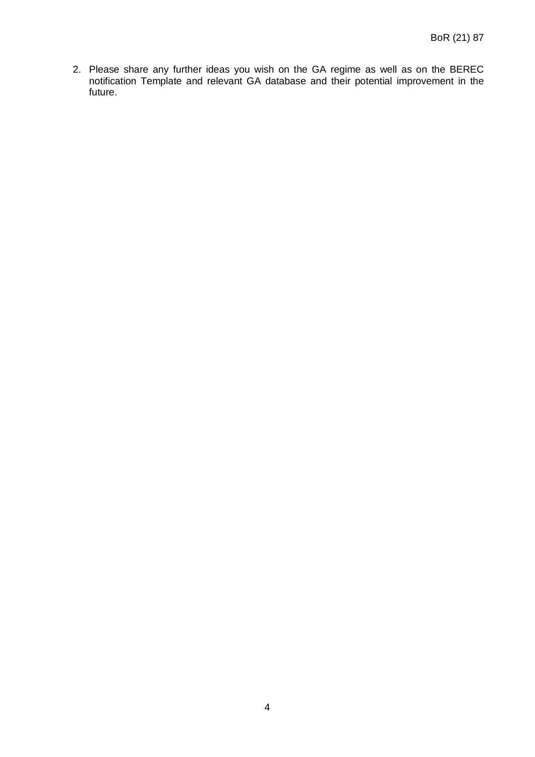2. Please share any further ideas you wish on the GA regime as well as on the BEREC notification Template and relevant GA database and their potential improvement in the future.